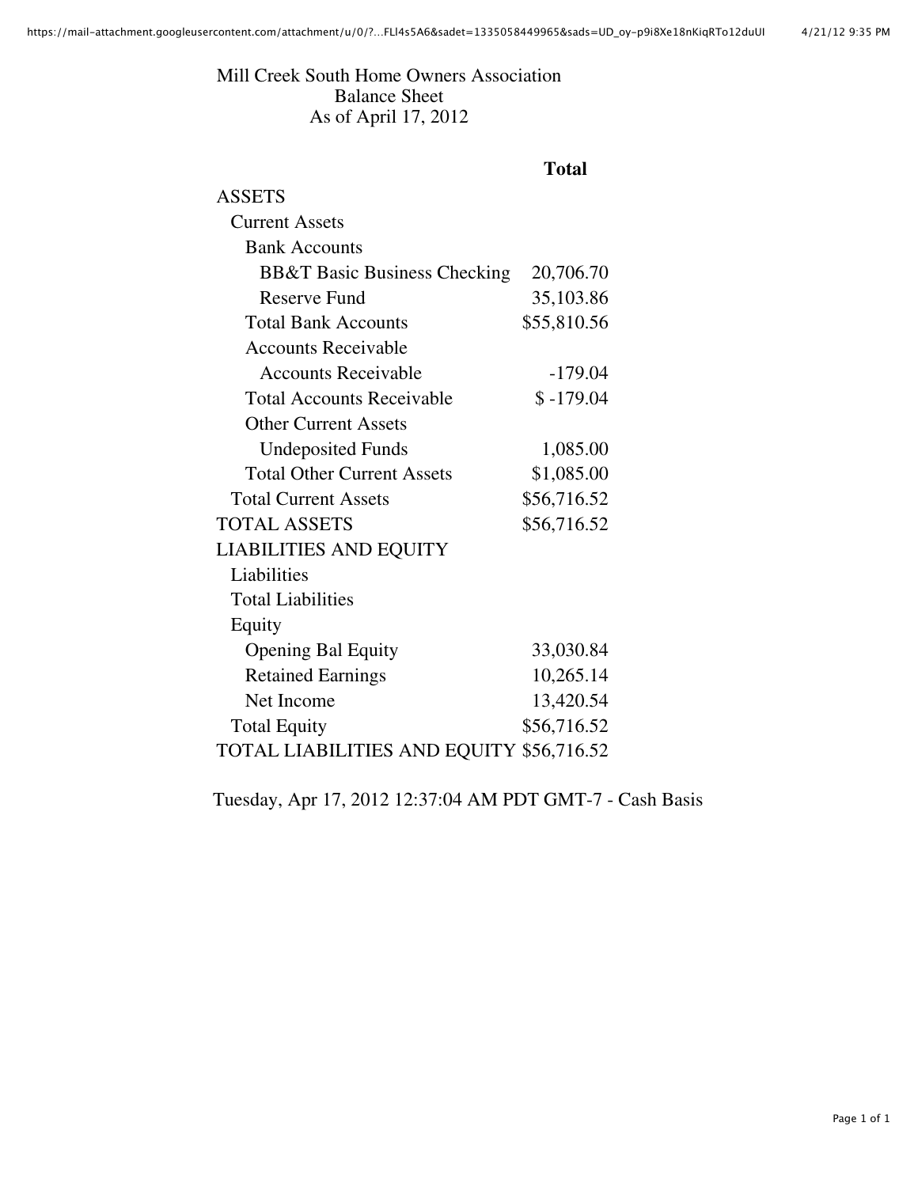# Mill Creek South Home Owners Association

## Balance Sheet

### As of April 17, 2012

| | Total |
|---|---|
| ASSETS | |
| Current Assets | |
| Bank Accounts | |
| BB&T Basic Business Checking | 20,706.70 |
| Reserve Fund | 35,103.86 |
| Total Bank Accounts | $55,810.56 |
| Accounts Receivable | |
| Accounts Receivable | -179.04 |
| Total Accounts Receivable | $ -179.04 |
| Other Current Assets | |
| Undeposited Funds | 1,085.00 |
| Total Other Current Assets | $1,085.00 |
| Total Current Assets | $56,716.52 |
| TOTAL ASSETS | $56,716.52 |
| LIABILITIES AND EQUITY | |
| Liabilities | |
| Total Liabilities | |
| Equity | |
| Opening Bal Equity | 33,030.84 |
| Retained Earnings | 10,265.14 |
| Net Income | 13,420.54 |
| Total Equity | $56,716.52 |
| TOTAL LIABILITIES AND EQUITY | $56,716.52 |

Tuesday, Apr 17, 2012 12:37:04 AM PDT GMT-7 - Cash Basis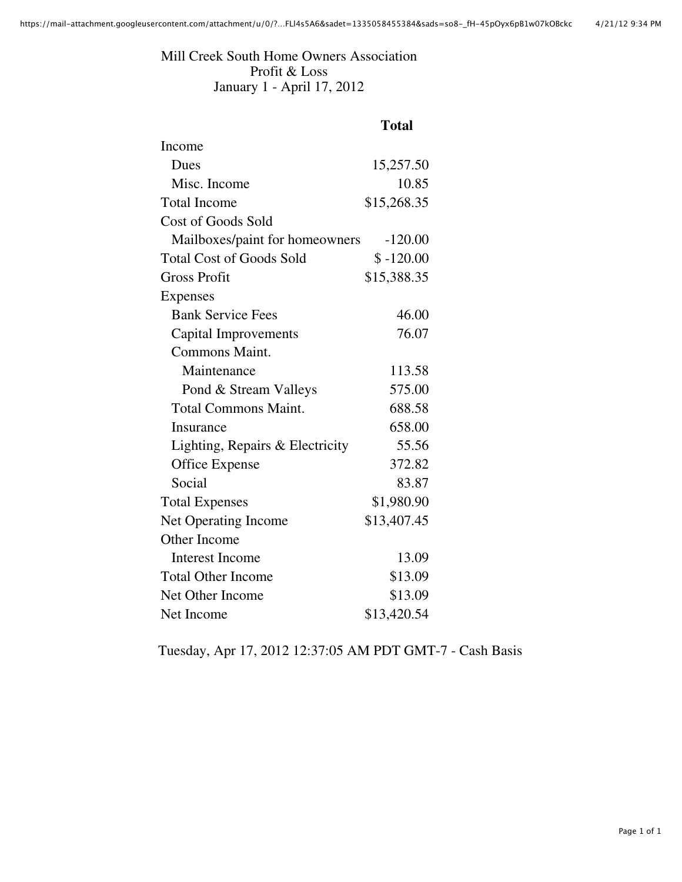Mill Creek South Home Owners Association

Profit & Loss

January 1 - April 17, 2012

| | Total |
|---|---|
| Income | |
| Dues | 15,257.50 |
| Misc. Income | 10.85 |
| Total Income | $15,268.35 |
| Cost of Goods Sold | |
| Mailboxes/paint for homeowners | -120.00 |
| Total Cost of Goods Sold | $ -120.00 |
| Gross Profit | $15,388.35 |
| Expenses | |
| Bank Service Fees | 46.00 |
| Capital Improvements | 76.07 |
| Commons Maint. | |
| Maintenance | 113.58 |
| Pond & Stream Valleys | 575.00 |
| Total Commons Maint. | 688.58 |
| Insurance | 658.00 |
| Lighting, Repairs & Electricity | 55.56 |
| Office Expense | 372.82 |
| Social | 83.87 |
| Total Expenses | $1,980.90 |
| Net Operating Income | $13,407.45 |
| Other Income | |
| Interest Income | 13.09 |
| Total Other Income | $13.09 |
| Net Other Income | $13.09 |
| Net Income | $13,420.54 |

Tuesday, Apr 17, 2012 12:37:05 AM PDT GMT-7 - Cash Basis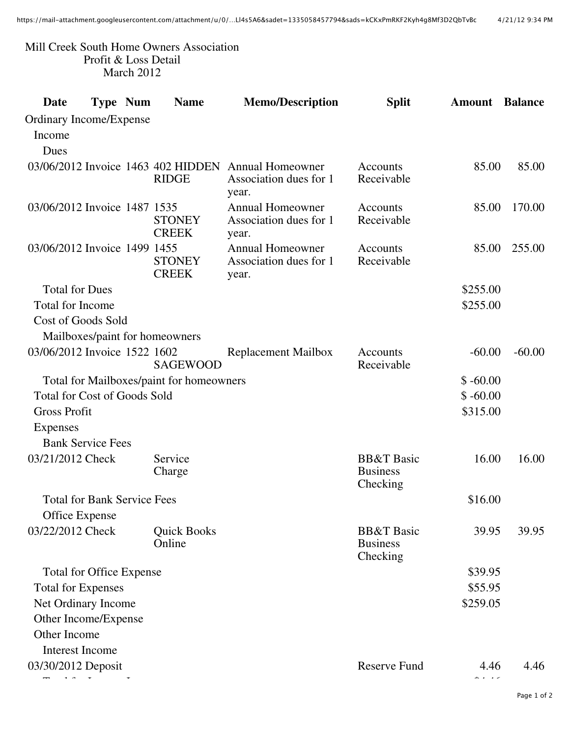Mill Creek South Home Owners Association
Profit & Loss Detail
March 2012

| Date | Type | Num | Name | Memo/Description | Split | Amount | Balance |
|---|---|---|---|---|---|---|---|
| Ordinary Income/Expense | | | | | | | |
| Income | | | | | | | |
| Dues | | | | | | | |
| 03/06/2012 | Invoice | 1463 | 402 HIDDEN RIDGE | Annual Homeowner Association dues for 1 year. | Accounts Receivable | 85.00 | 85.00 |
| 03/06/2012 | Invoice | 1487 | 1535 STONEY CREEK | Annual Homeowner Association dues for 1 year. | Accounts Receivable | 85.00 | 170.00 |
| 03/06/2012 | Invoice | 1499 | 1455 STONEY CREEK | Annual Homeowner Association dues for 1 year. | Accounts Receivable | 85.00 | 255.00 |
| Total for Dues | | | | | | $255.00 | |
| Total for Income | | | | | | $255.00 | |
| Cost of Goods Sold | | | | | | | |
| Mailboxes/paint for homeowners | | | | | | | |
| 03/06/2012 | Invoice | 1522 | 1602 SAGEWOOD | Replacement Mailbox | Accounts Receivable | -60.00 | -60.00 |
| Total for Mailboxes/paint for homeowners | | | | | | $ -60.00 | |
| Total for Cost of Goods Sold | | | | | | $ -60.00 | |
| Gross Profit | | | | | | $315.00 | |
| Expenses | | | | | | | |
| Bank Service Fees | | | | | | | |
| 03/21/2012 | Check | | Service Charge | | BB&T Basic Business Checking | 16.00 | 16.00 |
| Total for Bank Service Fees | | | | | | $16.00 | |
| Office Expense | | | | | | | |
| 03/22/2012 | Check | | Quick Books Online | | BB&T Basic Business Checking | 39.95 | 39.95 |
| Total for Office Expense | | | | | | $39.95 | |
| Total for Expenses | | | | | | $55.95 | |
| Net Ordinary Income | | | | | | $259.05 | |
| Other Income/Expense | | | | | | | |
| Other Income | | | | | | | |
| Interest Income | | | | | | | |
| 03/30/2012 | Deposit | | | | Reserve Fund | 4.46 | 4.46 |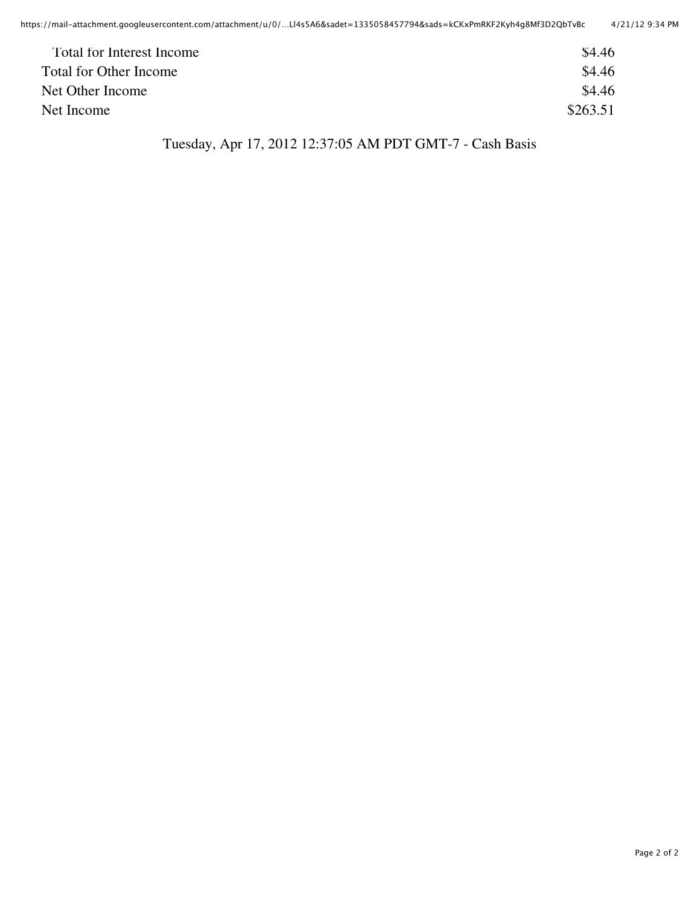| | |
|---|---|
| Total for Interest Income | $4.46 |
| Total for Other Income | $4.46 |
| Net Other Income | $4.46 |
| Net Income | $263.51 |

Tuesday, Apr 17, 2012 12:37:05 AM PDT GMT-7 - Cash Basis